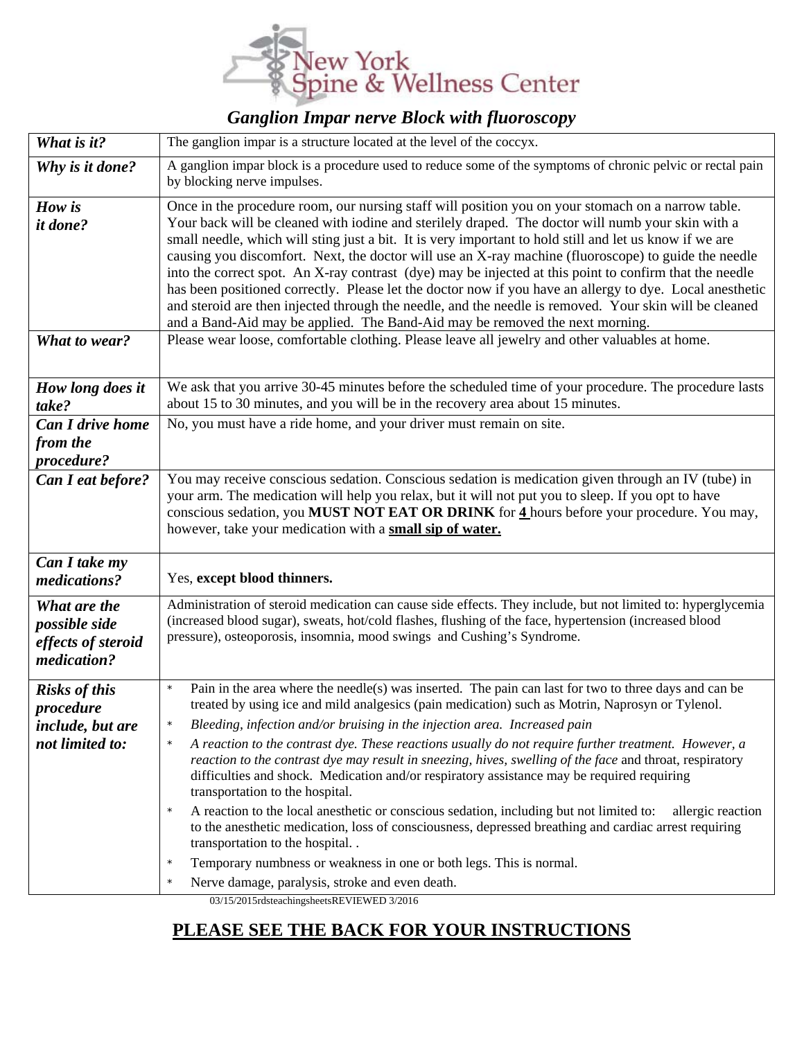# New York Spine & Wellness Center

## *Ganglion Impar nerve Block with fluoroscopy*

| | |
|---|---|
| ***What is it?*** | The ganglion impar is a structure located at the level of the coccyx. |
| ***Why is it done?*** | A ganglion impar block is a procedure used to reduce some of the symptoms of chronic pelvic or rectal pain by blocking nerve impulses. |
| ***How is it done?*** | Once in the procedure room, our nursing staff will position you on your stomach on a narrow table. Your back will be cleaned with iodine and sterilely draped. The doctor will numb your skin with a small needle, which will sting just a bit. It is very important to hold still and let us know if we are causing you discomfort. Next, the doctor will use an X-ray machine (fluoroscope) to guide the needle into the correct spot. An X-ray contrast (dye) may be injected at this point to confirm that the needle has been positioned correctly. Please let the doctor now if you have an allergy to dye. Local anesthetic and steroid are then injected through the needle, and the needle is removed. Your skin will be cleaned and a Band-Aid may be applied. The Band-Aid may be removed the next morning. |
| ***What to wear?*** | Please wear loose, comfortable clothing. Please leave all jewelry and other valuables at home. |
| ***How long does it take?*** | We ask that you arrive 30-45 minutes before the scheduled time of your procedure. The procedure lasts about 15 to 30 minutes, and you will be in the recovery area about 15 minutes. |
| ***Can I drive home from the procedure?*** | No, you must have a ride home, and your driver must remain on site. |
| ***Can I eat before?*** | You may receive conscious sedation. Conscious sedation is medication given through an IV (tube) in your arm. The medication will help you relax, but it will not put you to sleep. If you opt to have conscious sedation, you **MUST NOT EAT OR DRINK** for **4** hours before your procedure. You may, however, take your medication with a **small sip of water.** |
| ***Can I take my medications?*** | Yes, **except blood thinners.** |
| ***What are the possible side effects of steroid medication?*** | Administration of steroid medication can cause side effects. They include, but not limited to: hyperglycemia (increased blood sugar), sweats, hot/cold flashes, flushing of the face, hypertension (increased blood pressure), osteoporosis, insomnia, mood swings and Cushing's Syndrome. |
| ***Risks of this procedure include, but are not limited to:*** | * Pain in the area where the needle(s) was inserted. The pain can last for two to three days and can be treated by using ice and mild analgesics (pain medication) such as Motrin, Naprosyn or Tylenol.<br>* *Bleeding, infection and/or bruising in the injection area. Increased pain*<br>* *A reaction to the contrast dye. These reactions usually do not require further treatment. However, a reaction to the contrast dye may result in sneezing, hives, swelling of the face* and throat, respiratory difficulties and shock. Medication and/or respiratory assistance may be required requiring transportation to the hospital.<br>* A reaction to the local anesthetic or conscious sedation, including but not limited to: allergic reaction to the anesthetic medication, loss of consciousness, depressed breathing and cardiac arrest requiring transportation to the hospital. .<br>* Temporary numbness or weakness in one or both legs. This is normal.<br>* Nerve damage, paralysis, stroke and even death. |

03/15/2015rdsteachingsheetsREVIEWED 3/2016

## **PLEASE SEE THE BACK FOR YOUR INSTRUCTIONS**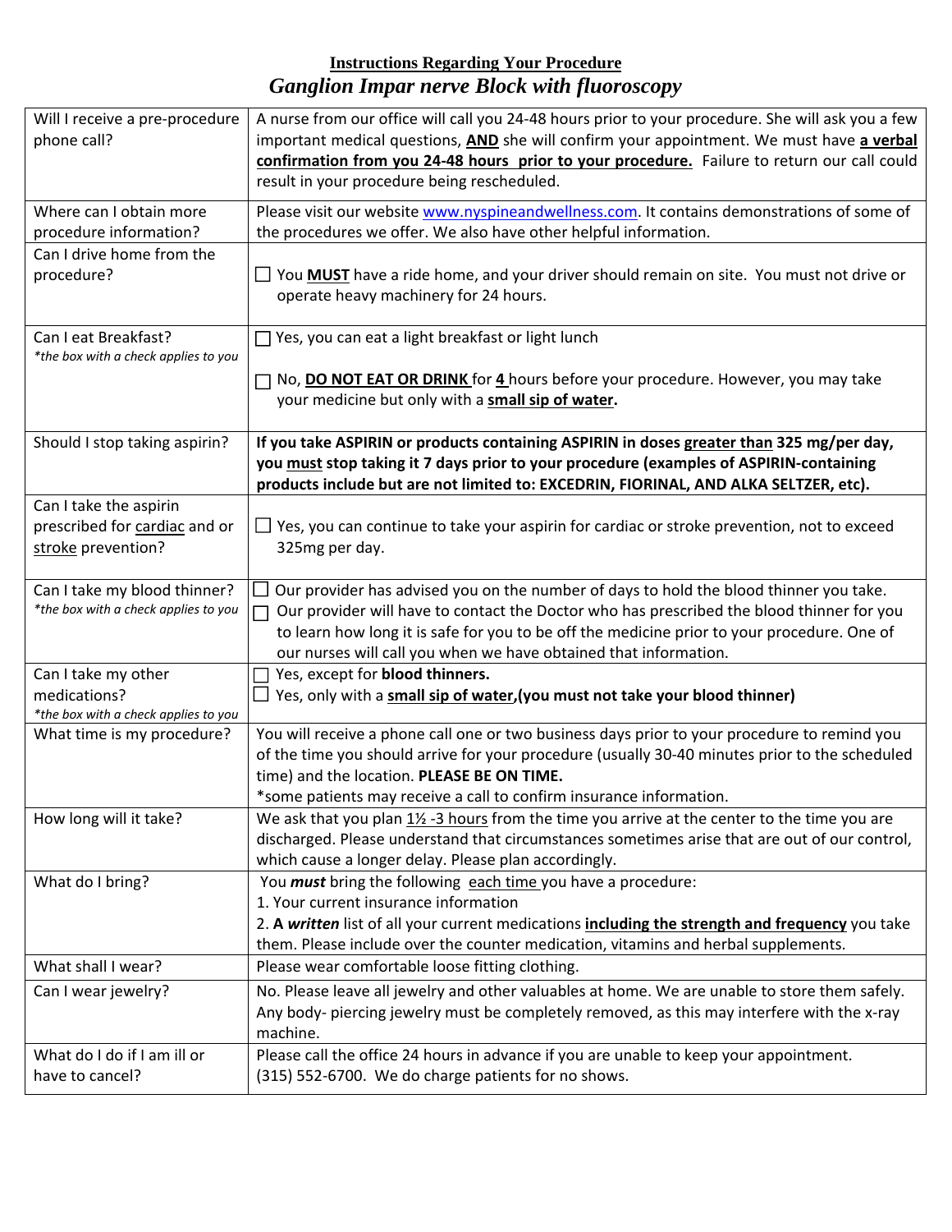**Instructions Regarding Your Procedure**

***Ganglion Impar nerve Block with fluoroscopy***

| | |
|---|---|
| Will I receive a pre-procedure phone call? | A nurse from our office will call you 24-48 hours prior to your procedure. She will ask you a few important medical questions, **AND** she will confirm your appointment. We must have **a verbal confirmation from you 24-48 hours prior to your procedure.** Failure to return our call could result in your procedure being rescheduled. |
| Where can I obtain more procedure information? | Please visit our website www.nyspineandwellness.com. It contains demonstrations of some of the procedures we offer. We also have other helpful information. |
| Can I drive home from the procedure? | ☐ You **MUST** have a ride home, and your driver should remain on site. You must not drive or operate heavy machinery for 24 hours. |
| Can I eat Breakfast? *\*the box with a check applies to you* | ☐ Yes, you can eat a light breakfast or light lunch<br><br>☐ No, **DO NOT EAT OR DRINK** for **4** hours before your procedure. However, you may take your medicine but only with a **small sip of water.** |
| Should I stop taking aspirin? | **If you take ASPIRIN or products containing ASPIRIN in doses greater than 325 mg/per day, you must stop taking it 7 days prior to your procedure (examples of ASPIRIN-containing products include but are not limited to: EXCEDRIN, FIORINAL, AND ALKA SELTZER, etc).** |
| Can I take the aspirin prescribed for cardiac and or stroke prevention? | ☐ Yes, you can continue to take your aspirin for cardiac or stroke prevention, not to exceed 325mg per day. |
| Can I take my blood thinner? *\*the box with a check applies to you* | ☐ Our provider has advised you on the number of days to hold the blood thinner you take.<br>☐ Our provider will have to contact the Doctor who has prescribed the blood thinner for you to learn how long it is safe for you to be off the medicine prior to your procedure. One of our nurses will call you when we have obtained that information. |
| Can I take my other medications? *\*the box with a check applies to you* | ☐ Yes, except for **blood thinners.**<br>☐ Yes, only with a **small sip of water,(you must not take your blood thinner)** |
| What time is my procedure? | You will receive a phone call one or two business days prior to your procedure to remind you of the time you should arrive for your procedure (usually 30-40 minutes prior to the scheduled time) and the location. **PLEASE BE ON TIME.**<br>\*some patients may receive a call to confirm insurance information. |
| How long will it take? | We ask that you plan 1½ -3 hours from the time you arrive at the center to the time you are discharged. Please understand that circumstances sometimes arise that are out of our control, which cause a longer delay. Please plan accordingly. |
| What do I bring? | You ***must*** bring the following each time you have a procedure:<br>1. Your current insurance information<br>2. **A *written*** list of all your current medications **including the strength and frequency** you take them. Please include over the counter medication, vitamins and herbal supplements. |
| What shall I wear? | Please wear comfortable loose fitting clothing. |
| Can I wear jewelry? | No. Please leave all jewelry and other valuables at home. We are unable to store them safely. Any body- piercing jewelry must be completely removed, as this may interfere with the x-ray machine. |
| What do I do if I am ill or have to cancel? | Please call the office 24 hours in advance if you are unable to keep your appointment. (315) 552-6700. We do charge patients for no shows. |